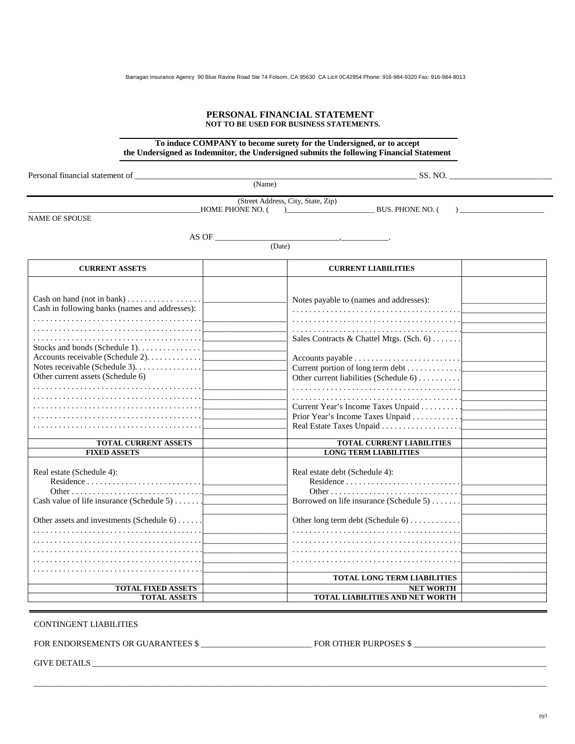Barragan Insurance Agency 90 Blue Ravine Road Ste 74 Folsom, CA 95630 CA Lic# 0C42954 Phone: 916-984-9320 Fax: 916-984-8013

# PERSONAL FINANCIAL STATEMENT

**NOT TO BE USED FOR BUSINESS STATEMENTS.**

**To induce COMPANY to become surety for the Undersigned, or to accept the Undersigned as Indemnitor, the Undersigned submits the following Financial Statement**

Personal financial statement of ______________________________________________ SS. NO. ____________________
(Name)

(Street Address, City, State, Zip)

__________________________________ HOME PHONE NO. ( ) __________________ BUS. PHONE NO. ( ) __________________
NAME OF SPOUSE

AS OF ______________________, __________.
(Date)

| CURRENT ASSETS | | CURRENT LIABILITIES | |
|---|---|---|---|
| Cash on hand (not in bank) | | Notes payable to (names and addresses): | |
| Cash in following banks (names and addresses): | | | |
| | | | |
| | | | |
| | | Sales Contracts & Chattel Mtgs. (Sch. 6) | |
| Stocks and bonds (Schedule 1) | | | |
| Accounts receivable (Schedule 2) | | Accounts payable | |
| Notes receivable (Schedule 3) | | Current portion of long term debt | |
| Other current assets (Schedule 6) | | Other current liabilities (Schedule 6) | |
| | | | |
| | | | |
| | | Current Year's Income Taxes Unpaid | |
| | | Prior Year's Income Taxes Unpaid | |
| | | Real Estate Taxes Unpaid | |
| **TOTAL CURRENT ASSETS** | | **TOTAL CURRENT LIABILITIES** | |
| **FIXED ASSETS** | | **LONG TERM LIABILITIES** | |
| Real estate (Schedule 4): | | Real estate debt (Schedule 4): | |
| Residence | | Residence | |
| Other | | Other | |
| Cash value of life insurance (Schedule 5) | | Borrowed on life insurance (Schedule 5) | |
| Other assets and investments (Schedule 6) | | Other long term debt (Schedule 6) | |
| | | | |
| | | | |
| | | | |
| | | | |
| | | **TOTAL LONG TERM LIABILITIES** | |
| **TOTAL FIXED ASSETS** | | **NET WORTH** | |
| **TOTAL ASSETS** | | **TOTAL LIABILITIES AND NET WORTH** | |

CONTINGENT LIABILITIES

FOR ENDORSEMENTS OR GUARANTEES $ ____________________ FOR OTHER PURPOSES $ ____________________

GIVE DETAILS ______________________________________________________________________________

______________________________________________________________________________________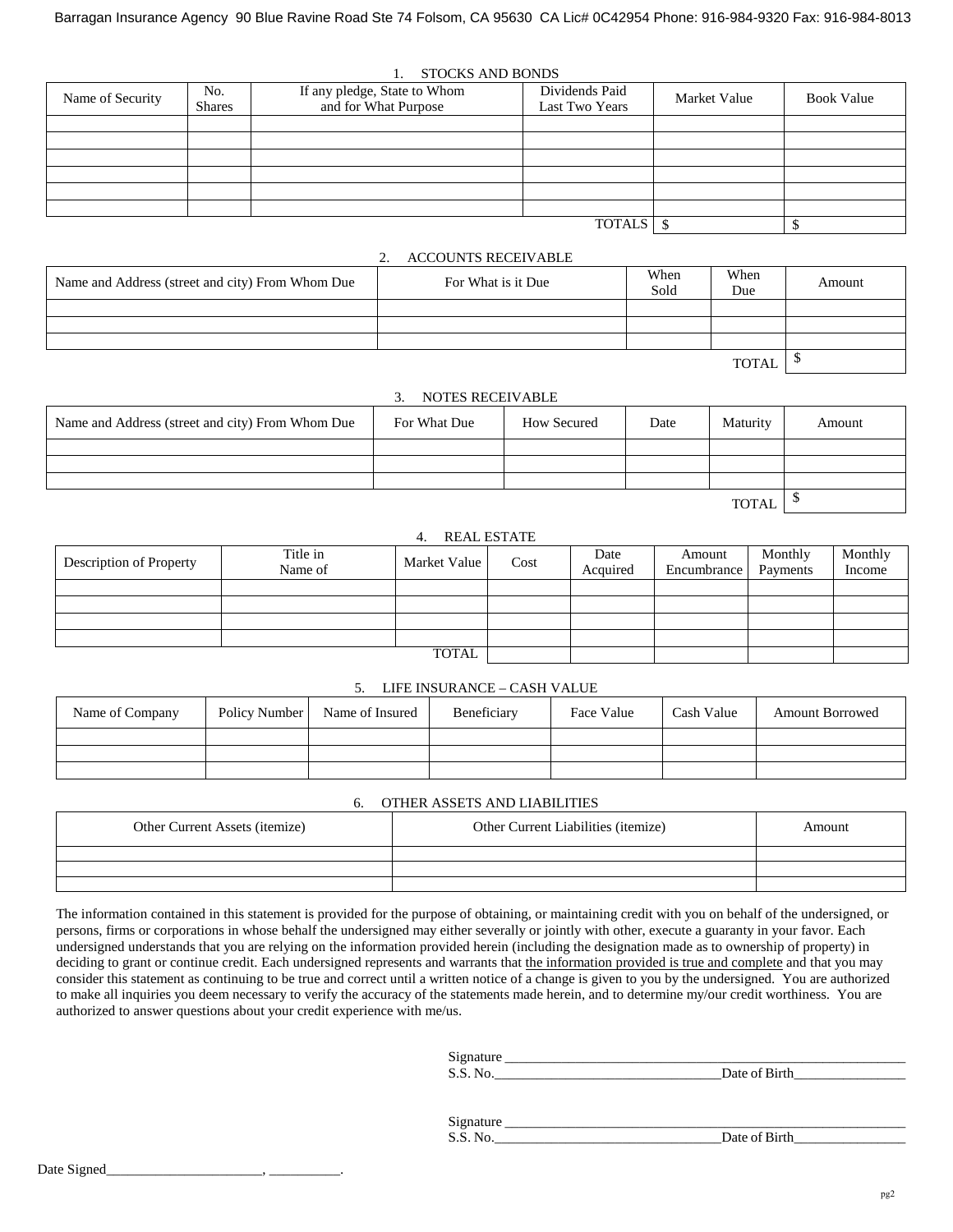Barragan Insurance Agency 90 Blue Ravine Road Ste 74 Folsom, CA 95630 CA Lic# 0C42954 Phone: 916-984-9320 Fax: 916-984-8013

## 1. STOCKS AND BONDS

| Name of Security | No. Shares | If any pledge, State to Whom and for What Purpose | Dividends Paid Last Two Years | Market Value | Book Value |
|---|---|---|---|---|---|
| | | | | | |
| | | | | | |
| | | | | | |
| | | | | | |
| | | | | | |
| | | | | | |
| | | | TOTALS | $ | $ |

## 2. ACCOUNTS RECEIVABLE

| Name and Address (street and city) From Whom Due | For What is it Due | When Sold | When Due | Amount |
|---|---|---|---|---|
| | | | | |
| | | | | |
| | | | | |
| | | | TOTAL | $ |

## 3. NOTES RECEIVABLE

| Name and Address (street and city) From Whom Due | For What Due | How Secured | Date | Maturity | Amount |
|---|---|---|---|---|---|
| | | | | | |
| | | | | | |
| | | | | | |
| | | | | TOTAL | $ |

## 4. REAL ESTATE

| Description of Property | Title in Name of | Market Value | Cost | Date Acquired | Amount Encumbrance | Monthly Payments | Monthly Income |
|---|---|---|---|---|---|---|---|
| | | | | | | | |
| | | | | | | | |
| | | | | | | | |
| | | | | | | | |
| | | TOTAL | | | | | |

## 5. LIFE INSURANCE – CASH VALUE

| Name of Company | Policy Number | Name of Insured | Beneficiary | Face Value | Cash Value | Amount Borrowed |
|---|---|---|---|---|---|---|
| | | | | | | |
| | | | | | | |
| | | | | | | |

## 6. OTHER ASSETS AND LIABILITIES

| Other Current Assets (itemize) | Other Current Liabilities (itemize) | Amount |
|---|---|---|
| | | |
| | | |
| | | |

The information contained in this statement is provided for the purpose of obtaining, or maintaining credit with you on behalf of the undersigned, or persons, firms or corporations in whose behalf the undersigned may either severally or jointly with other, execute a guaranty in your favor. Each undersigned understands that you are relying on the information provided herein (including the designation made as to ownership of property) in deciding to grant or continue credit. Each undersigned represents and warrants that the information provided is true and complete and that you may consider this statement as continuing to be true and correct until a written notice of a change is given to you by the undersigned. You are authorized to make all inquiries you deem necessary to verify the accuracy of the statements made herein, and to determine my/our credit worthiness. You are authorized to answer questions about your credit experience with me/us.

Signature ____________________________________________________________
S.S. No.________________________________Date of Birth________________

Signature ____________________________________________________________
S.S. No.________________________________Date of Birth________________

Date Signed______________________, __________.